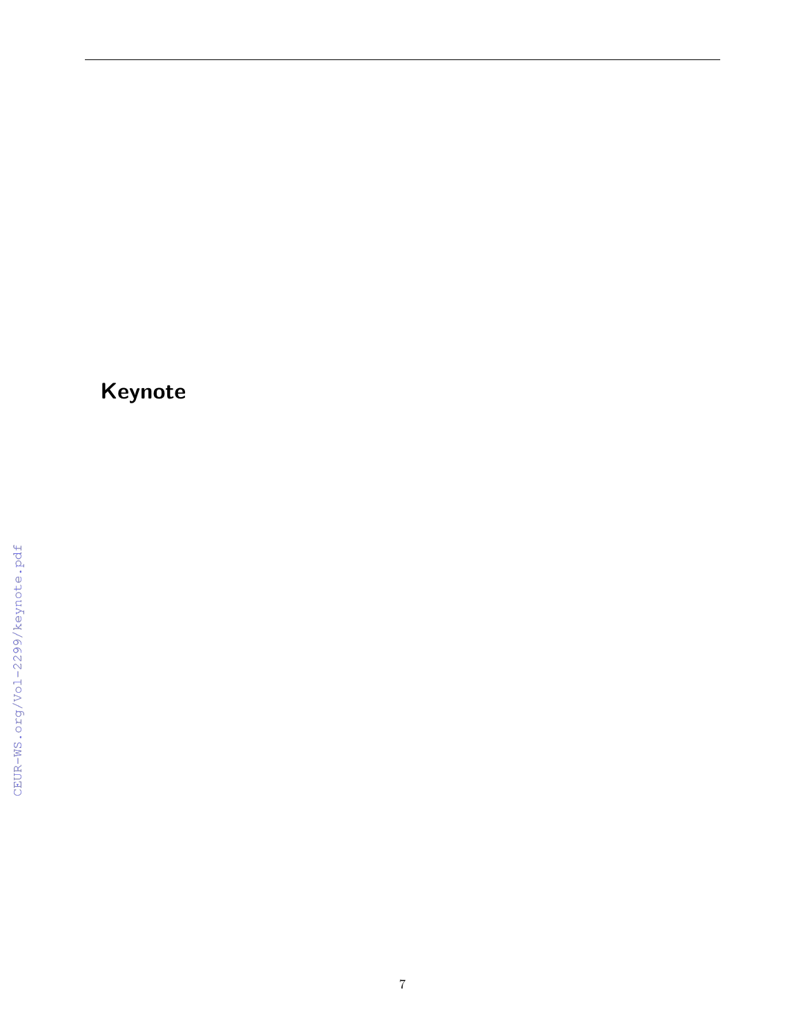# Keynote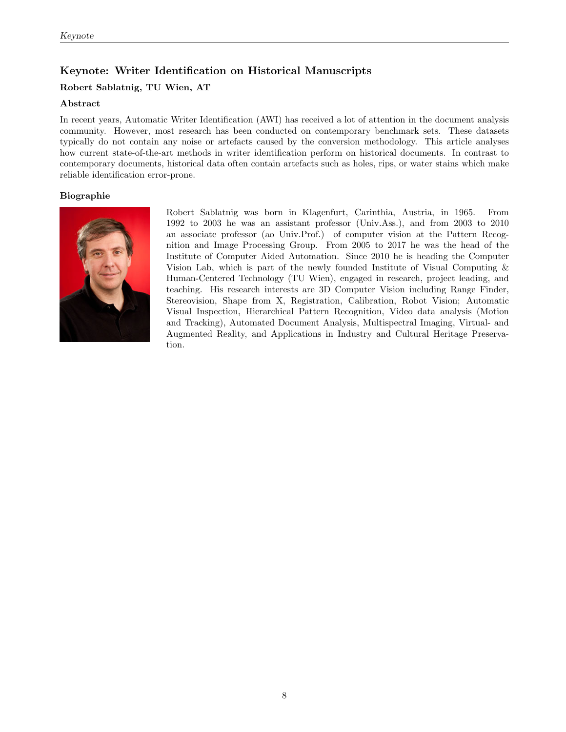## Keynote: Writer Identification on Historical Manuscripts

**Robert Sablatnig, TU Wien, AT**

### Abstract

In recent years, Automatic Writer Identification (AWI) has received a lot of attention in the document analysis community. However, most research has been conducted on contemporary benchmark sets. These datasets typically do not contain any noise or artefacts caused by the conversion methodology. This article analyses how current state-of-the-art methods in writer identification perform on historical documents. In contrast to contemporary documents, historical data often contain artefacts such as holes, rips, or water stains which make reliable identification error-prone.

### Biographie

Robert Sablatnig was born in Klagenfurt, Carinthia, Austria, in 1965. From 1992 to 2003 he was an assistant professor (Univ.Ass.), and from 2003 to 2010 an associate professor (ao Univ.Prof.) of computer vision at the Pattern Recognition and Image Processing Group. From 2005 to 2017 he was the head of the Institute of Computer Aided Automation. Since 2010 he is heading the Computer Vision Lab, which is part of the newly founded Institute of Visual Computing & Human-Centered Technology (TU Wien), engaged in research, project leading, and teaching. His research interests are 3D Computer Vision including Range Finder, Stereovision, Shape from X, Registration, Calibration, Robot Vision; Automatic Visual Inspection, Hierarchical Pattern Recognition, Video data analysis (Motion and Tracking), Automated Document Analysis, Multispectral Imaging, Virtual- and Augmented Reality, and Applications in Industry and Cultural Heritage Preservation.